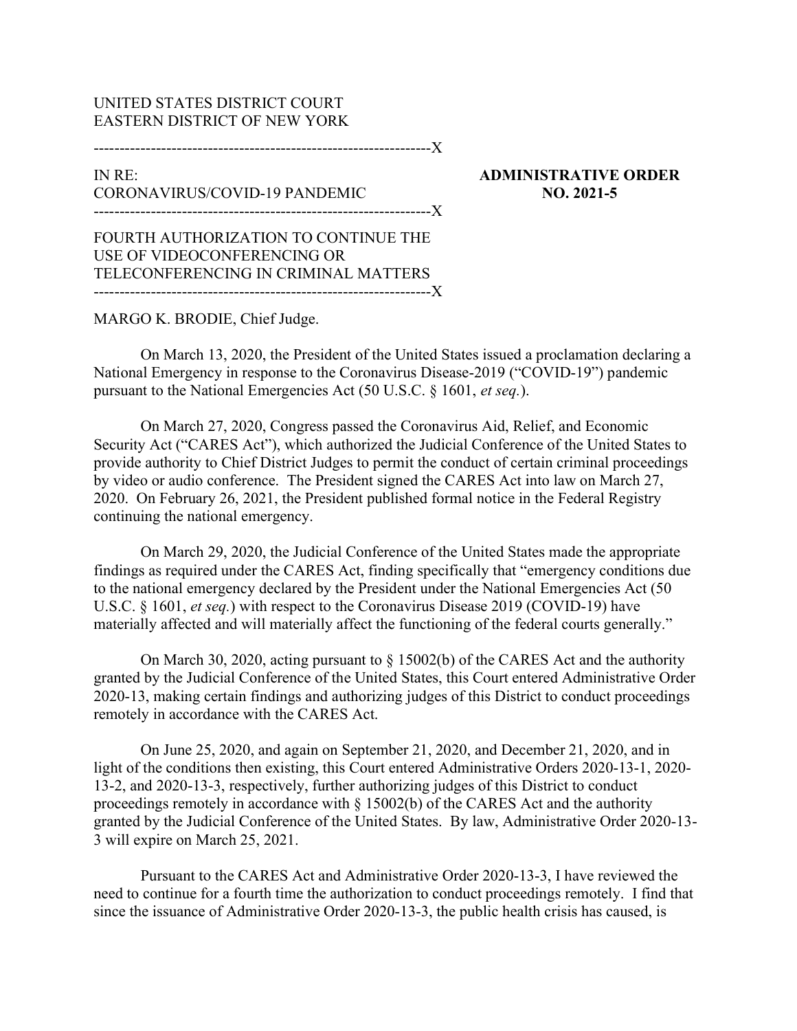UNITED STATES DISTRICT COURT
EASTERN DISTRICT OF NEW YORK

---

IN RE:
CORONAVIRUS/COVID-19 PANDEMIC

**ADMINISTRATIVE ORDER NO. 2021-5**

---

FOURTH AUTHORIZATION TO CONTINUE THE USE OF VIDEOCONFERENCING OR TELECONFERENCING IN CRIMINAL MATTERS

---

MARGO K. BRODIE, Chief Judge.

On March 13, 2020, the President of the United States issued a proclamation declaring a National Emergency in response to the Coronavirus Disease-2019 ("COVID-19") pandemic pursuant to the National Emergencies Act (50 U.S.C. § 1601, *et seq.*).

On March 27, 2020, Congress passed the Coronavirus Aid, Relief, and Economic Security Act ("CARES Act"), which authorized the Judicial Conference of the United States to provide authority to Chief District Judges to permit the conduct of certain criminal proceedings by video or audio conference. The President signed the CARES Act into law on March 27, 2020. On February 26, 2021, the President published formal notice in the Federal Registry continuing the national emergency.

On March 29, 2020, the Judicial Conference of the United States made the appropriate findings as required under the CARES Act, finding specifically that "emergency conditions due to the national emergency declared by the President under the National Emergencies Act (50 U.S.C. § 1601, *et seq.*) with respect to the Coronavirus Disease 2019 (COVID-19) have materially affected and will materially affect the functioning of the federal courts generally."

On March 30, 2020, acting pursuant to § 15002(b) of the CARES Act and the authority granted by the Judicial Conference of the United States, this Court entered Administrative Order 2020-13, making certain findings and authorizing judges of this District to conduct proceedings remotely in accordance with the CARES Act.

On June 25, 2020, and again on September 21, 2020, and December 21, 2020, and in light of the conditions then existing, this Court entered Administrative Orders 2020-13-1, 2020-13-2, and 2020-13-3, respectively, further authorizing judges of this District to conduct proceedings remotely in accordance with § 15002(b) of the CARES Act and the authority granted by the Judicial Conference of the United States. By law, Administrative Order 2020-13-3 will expire on March 25, 2021.

Pursuant to the CARES Act and Administrative Order 2020-13-3, I have reviewed the need to continue for a fourth time the authorization to conduct proceedings remotely. I find that since the issuance of Administrative Order 2020-13-3, the public health crisis has caused, is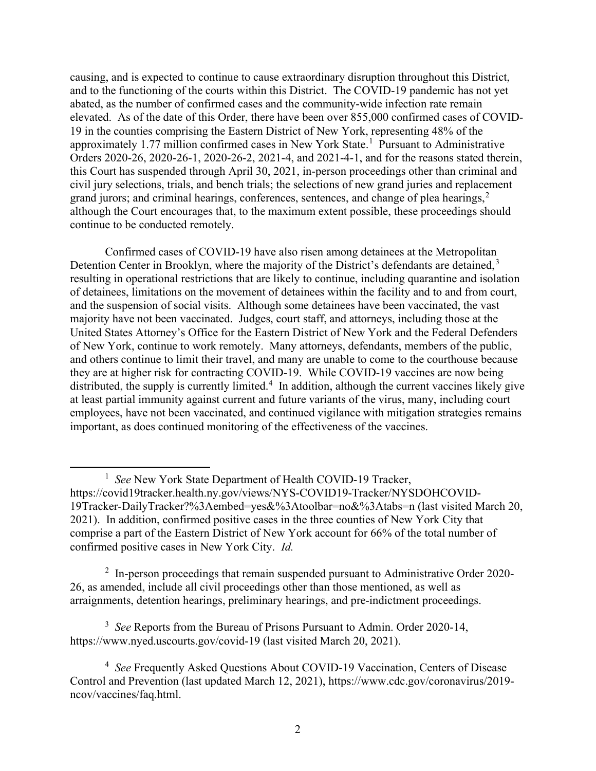causing, and is expected to continue to cause extraordinary disruption throughout this District, and to the functioning of the courts within this District. The COVID-19 pandemic has not yet abated, as the number of confirmed cases and the community-wide infection rate remain elevated. As of the date of this Order, there have been over 855,000 confirmed cases of COVID-19 in the counties comprising the Eastern District of New York, representing 48% of the approximately 1.77 million confirmed cases in New York State.[1] Pursuant to Administrative Orders 2020-26, 2020-26-1, 2020-26-2, 2021-4, and 2021-4-1, and for the reasons stated therein, this Court has suspended through April 30, 2021, in-person proceedings other than criminal and civil jury selections, trials, and bench trials; the selections of new grand juries and replacement grand jurors; and criminal hearings, conferences, sentences, and change of plea hearings,[2] although the Court encourages that, to the maximum extent possible, these proceedings should continue to be conducted remotely.

Confirmed cases of COVID-19 have also risen among detainees at the Metropolitan Detention Center in Brooklyn, where the majority of the District's defendants are detained,[3] resulting in operational restrictions that are likely to continue, including quarantine and isolation of detainees, limitations on the movement of detainees within the facility and to and from court, and the suspension of social visits. Although some detainees have been vaccinated, the vast majority have not been vaccinated. Judges, court staff, and attorneys, including those at the United States Attorney's Office for the Eastern District of New York and the Federal Defenders of New York, continue to work remotely. Many attorneys, defendants, members of the public, and others continue to limit their travel, and many are unable to come to the courthouse because they are at higher risk for contracting COVID-19. While COVID-19 vaccines are now being distributed, the supply is currently limited.[4] In addition, although the current vaccines likely give at least partial immunity against current and future variants of the virus, many, including court employees, have not been vaccinated, and continued vigilance with mitigation strategies remains important, as does continued monitoring of the effectiveness of the vaccines.

---

[1] *See* New York State Department of Health COVID-19 Tracker, https://covid19tracker.health.ny.gov/views/NYS-COVID19-Tracker/NYSDOHCOVID-19Tracker-DailyTracker?%3Aembed=yes&%3Atoolbar=no&%3Atabs=n (last visited March 20, 2021). In addition, confirmed positive cases in the three counties of New York City that comprise a part of the Eastern District of New York account for 66% of the total number of confirmed positive cases in New York City. *Id.*

[2] In-person proceedings that remain suspended pursuant to Administrative Order 2020-26, as amended, include all civil proceedings other than those mentioned, as well as arraignments, detention hearings, preliminary hearings, and pre-indictment proceedings.

[3] *See* Reports from the Bureau of Prisons Pursuant to Admin. Order 2020-14, https://www.nyed.uscourts.gov/covid-19 (last visited March 20, 2021).

[4] *See* Frequently Asked Questions About COVID-19 Vaccination, Centers of Disease Control and Prevention (last updated March 12, 2021), https://www.cdc.gov/coronavirus/2019-ncov/vaccines/faq.html.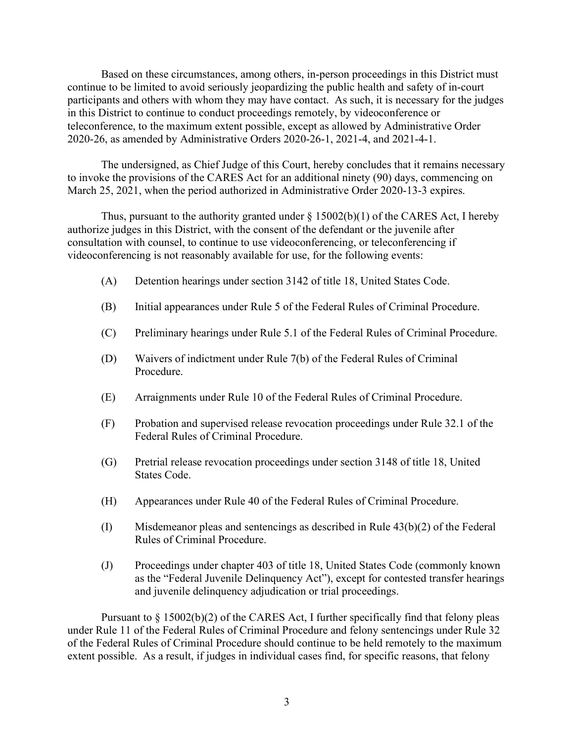Based on these circumstances, among others, in-person proceedings in this District must continue to be limited to avoid seriously jeopardizing the public health and safety of in-court participants and others with whom they may have contact. As such, it is necessary for the judges in this District to continue to conduct proceedings remotely, by videoconference or teleconference, to the maximum extent possible, except as allowed by Administrative Order 2020-26, as amended by Administrative Orders 2020-26-1, 2021-4, and 2021-4-1.

The undersigned, as Chief Judge of this Court, hereby concludes that it remains necessary to invoke the provisions of the CARES Act for an additional ninety (90) days, commencing on March 25, 2021, when the period authorized in Administrative Order 2020-13-3 expires.

Thus, pursuant to the authority granted under § 15002(b)(1) of the CARES Act, I hereby authorize judges in this District, with the consent of the defendant or the juvenile after consultation with counsel, to continue to use videoconferencing, or teleconferencing if videoconferencing is not reasonably available for use, for the following events:

(A) Detention hearings under section 3142 of title 18, United States Code.

(B) Initial appearances under Rule 5 of the Federal Rules of Criminal Procedure.

(C) Preliminary hearings under Rule 5.1 of the Federal Rules of Criminal Procedure.

(D) Waivers of indictment under Rule 7(b) of the Federal Rules of Criminal Procedure.

(E) Arraignments under Rule 10 of the Federal Rules of Criminal Procedure.

(F) Probation and supervised release revocation proceedings under Rule 32.1 of the Federal Rules of Criminal Procedure.

(G) Pretrial release revocation proceedings under section 3148 of title 18, United States Code.

(H) Appearances under Rule 40 of the Federal Rules of Criminal Procedure.

(I) Misdemeanor pleas and sentencings as described in Rule 43(b)(2) of the Federal Rules of Criminal Procedure.

(J) Proceedings under chapter 403 of title 18, United States Code (commonly known as the "Federal Juvenile Delinquency Act"), except for contested transfer hearings and juvenile delinquency adjudication or trial proceedings.

Pursuant to § 15002(b)(2) of the CARES Act, I further specifically find that felony pleas under Rule 11 of the Federal Rules of Criminal Procedure and felony sentencings under Rule 32 of the Federal Rules of Criminal Procedure should continue to be held remotely to the maximum extent possible. As a result, if judges in individual cases find, for specific reasons, that felony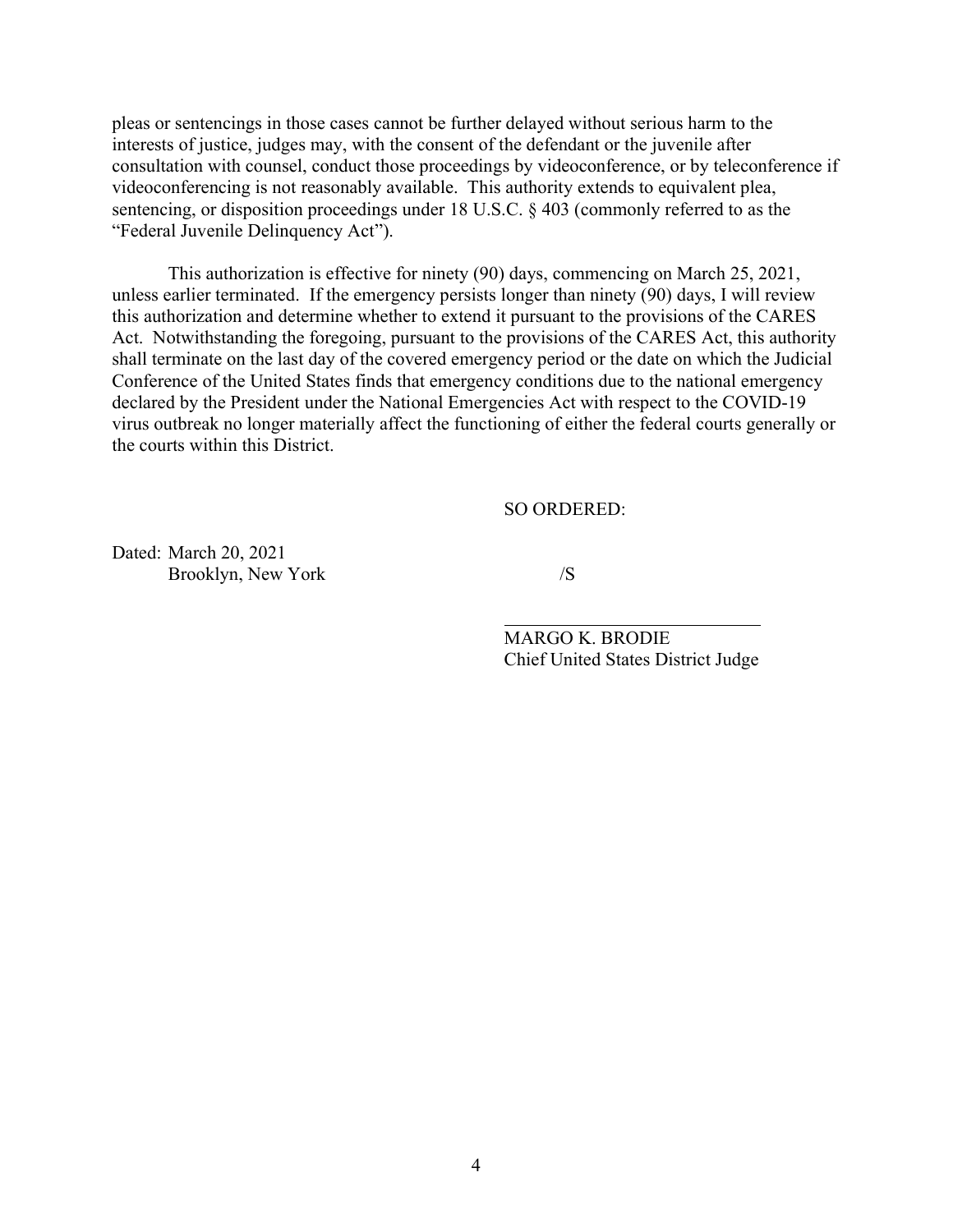pleas or sentencings in those cases cannot be further delayed without serious harm to the interests of justice, judges may, with the consent of the defendant or the juvenile after consultation with counsel, conduct those proceedings by videoconference, or by teleconference if videoconferencing is not reasonably available. This authority extends to equivalent plea, sentencing, or disposition proceedings under 18 U.S.C. § 403 (commonly referred to as the "Federal Juvenile Delinquency Act").

This authorization is effective for ninety (90) days, commencing on March 25, 2021, unless earlier terminated. If the emergency persists longer than ninety (90) days, I will review this authorization and determine whether to extend it pursuant to the provisions of the CARES Act. Notwithstanding the foregoing, pursuant to the provisions of the CARES Act, this authority shall terminate on the last day of the covered emergency period or the date on which the Judicial Conference of the United States finds that emergency conditions due to the national emergency declared by the President under the National Emergencies Act with respect to the COVID-19 virus outbreak no longer materially affect the functioning of either the federal courts generally or the courts within this District.

SO ORDERED:

Dated: March 20, 2021
Brooklyn, New York

/S

MARGO K. BRODIE
Chief United States District Judge